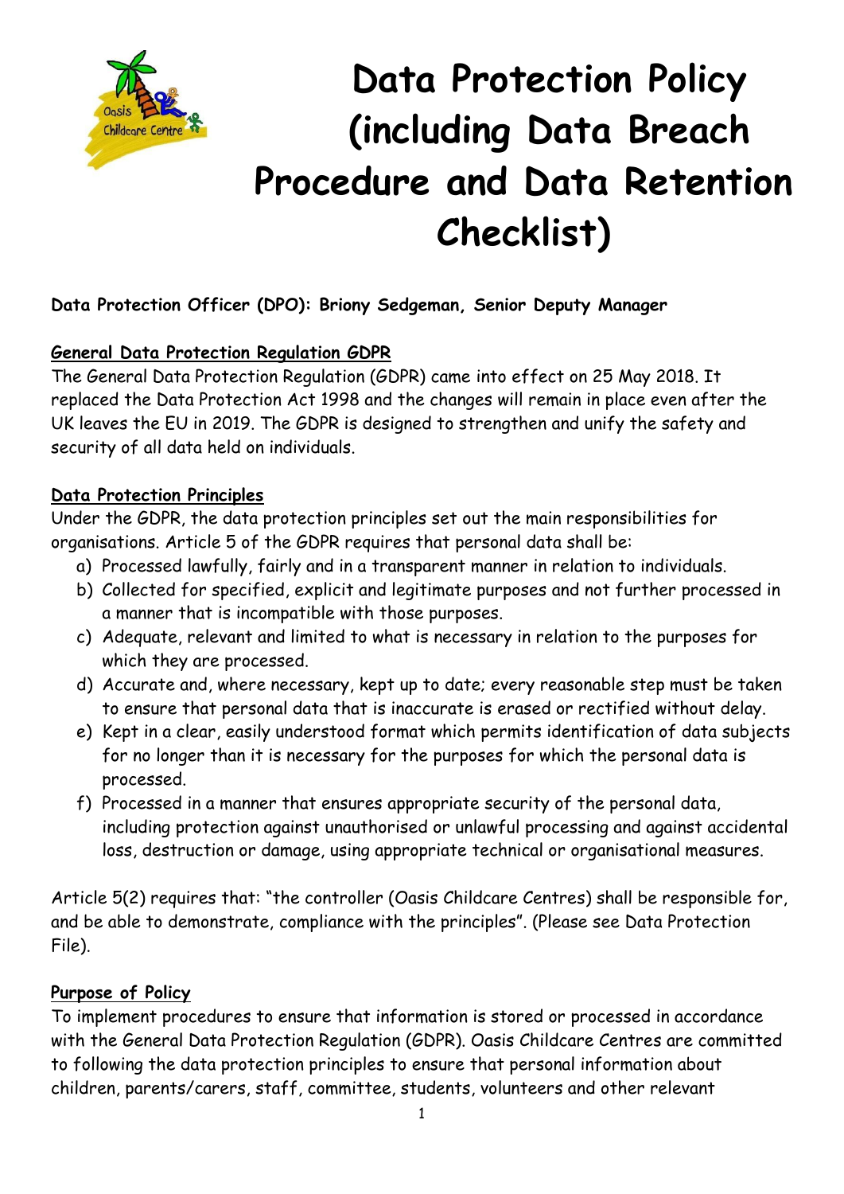# Data Protection Policy (including Data Breach Procedure and Data Retention Checklist)

**Data Protection Officer (DPO): Briony Sedgeman, Senior Deputy Manager**

## General Data Protection Regulation GDPR

The General Data Protection Regulation (GDPR) came into effect on 25 May 2018. It replaced the Data Protection Act 1998 and the changes will remain in place even after the UK leaves the EU in 2019. The GDPR is designed to strengthen and unify the safety and security of all data held on individuals.

## Data Protection Principles

Under the GDPR, the data protection principles set out the main responsibilities for organisations. Article 5 of the GDPR requires that personal data shall be:

a) Processed lawfully, fairly and in a transparent manner in relation to individuals.
b) Collected for specified, explicit and legitimate purposes and not further processed in a manner that is incompatible with those purposes.
c) Adequate, relevant and limited to what is necessary in relation to the purposes for which they are processed.
d) Accurate and, where necessary, kept up to date; every reasonable step must be taken to ensure that personal data that is inaccurate is erased or rectified without delay.
e) Kept in a clear, easily understood format which permits identification of data subjects for no longer than it is necessary for the purposes for which the personal data is processed.
f) Processed in a manner that ensures appropriate security of the personal data, including protection against unauthorised or unlawful processing and against accidental loss, destruction or damage, using appropriate technical or organisational measures.

Article 5(2) requires that: "the controller (Oasis Childcare Centres) shall be responsible for, and be able to demonstrate, compliance with the principles". (Please see Data Protection File).

## Purpose of Policy

To implement procedures to ensure that information is stored or processed in accordance with the General Data Protection Regulation (GDPR). Oasis Childcare Centres are committed to following the data protection principles to ensure that personal information about children, parents/carers, staff, committee, students, volunteers and other relevant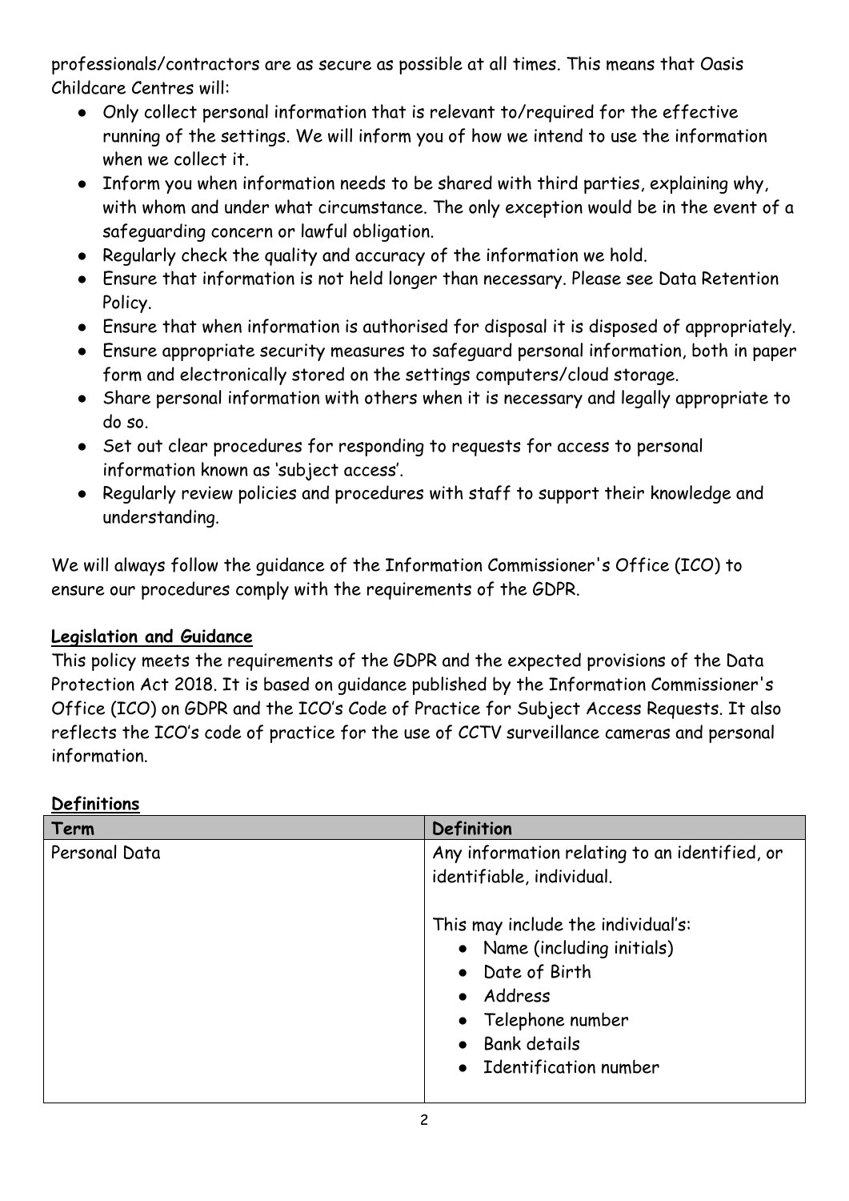professionals/contractors are as secure as possible at all times. This means that Oasis Childcare Centres will:

- Only collect personal information that is relevant to/required for the effective running of the settings. We will inform you of how we intend to use the information when we collect it.
- Inform you when information needs to be shared with third parties, explaining why, with whom and under what circumstance. The only exception would be in the event of a safeguarding concern or lawful obligation.
- Regularly check the quality and accuracy of the information we hold.
- Ensure that information is not held longer than necessary. Please see Data Retention Policy.
- Ensure that when information is authorised for disposal it is disposed of appropriately.
- Ensure appropriate security measures to safeguard personal information, both in paper form and electronically stored on the settings computers/cloud storage.
- Share personal information with others when it is necessary and legally appropriate to do so.
- Set out clear procedures for responding to requests for access to personal information known as 'subject access'.
- Regularly review policies and procedures with staff to support their knowledge and understanding.

We will always follow the guidance of the Information Commissioner's Office (ICO) to ensure our procedures comply with the requirements of the GDPR.

**Legislation and Guidance**

This policy meets the requirements of the GDPR and the expected provisions of the Data Protection Act 2018. It is based on guidance published by the Information Commissioner's Office (ICO) on GDPR and the ICO's Code of Practice for Subject Access Requests. It also reflects the ICO's code of practice for the use of CCTV surveillance cameras and personal information.

**Definitions**

| Term | Definition |
| --- | --- |
| Personal Data | Any information relating to an identified, or identifiable, individual.<br><br>This may include the individual's:<br>• Name (including initials)<br>• Date of Birth<br>• Address<br>• Telephone number<br>• Bank details<br>• Identification number |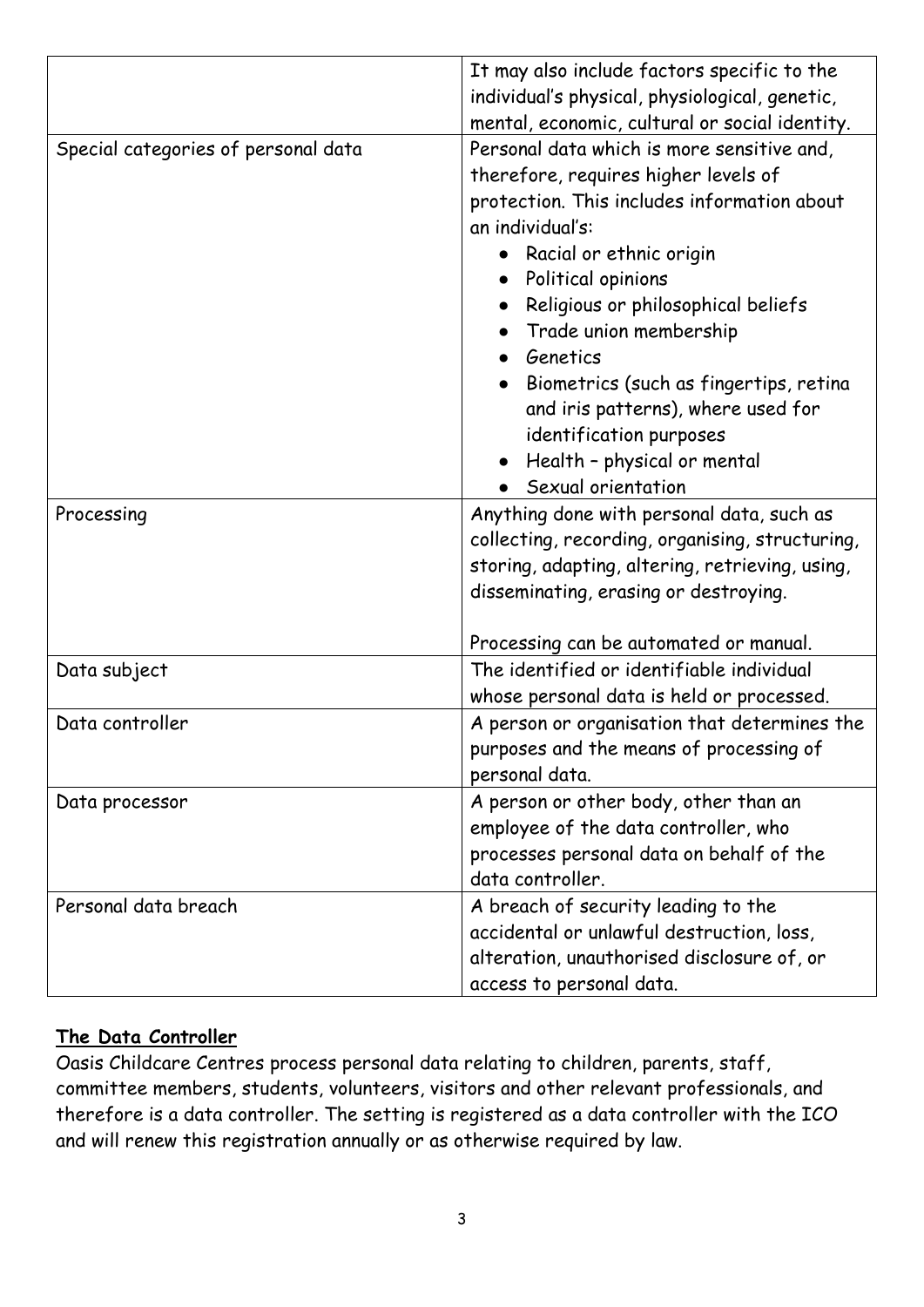| | |
|---|---|
| | It may also include factors specific to the individual's physical, physiological, genetic, mental, economic, cultural or social identity. |
| Special categories of personal data | Personal data which is more sensitive and, therefore, requires higher levels of protection. This includes information about an individual's:<br>• Racial or ethnic origin<br>• Political opinions<br>• Religious or philosophical beliefs<br>• Trade union membership<br>• Genetics<br>• Biometrics (such as fingertips, retina and iris patterns), where used for identification purposes<br>• Health – physical or mental<br>• Sexual orientation |
| Processing | Anything done with personal data, such as collecting, recording, organising, structuring, storing, adapting, altering, retrieving, using, disseminating, erasing or destroying.<br><br>Processing can be automated or manual. |
| Data subject | The identified or identifiable individual whose personal data is held or processed. |
| Data controller | A person or organisation that determines the purposes and the means of processing of personal data. |
| Data processor | A person or other body, other than an employee of the data controller, who processes personal data on behalf of the data controller. |
| Personal data breach | A breach of security leading to the accidental or unlawful destruction, loss, alteration, unauthorised disclosure of, or access to personal data. |

## **The Data Controller**

Oasis Childcare Centres process personal data relating to children, parents, staff, committee members, students, volunteers, visitors and other relevant professionals, and therefore is a data controller. The setting is registered as a data controller with the ICO and will renew this registration annually or as otherwise required by law.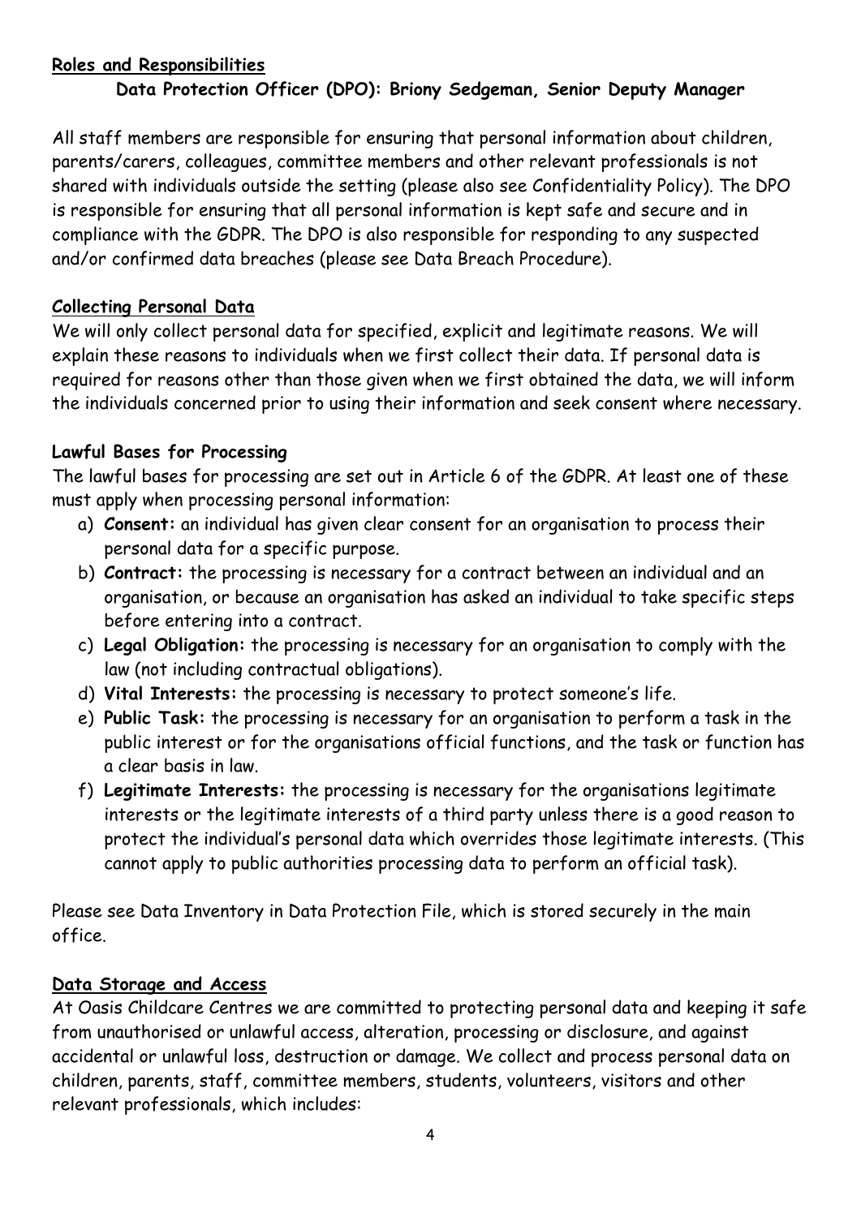## Roles and Responsibilities

**Data Protection Officer (DPO): Briony Sedgeman, Senior Deputy Manager**

All staff members are responsible for ensuring that personal information about children, parents/carers, colleagues, committee members and other relevant professionals is not shared with individuals outside the setting (please also see Confidentiality Policy). The DPO is responsible for ensuring that all personal information is kept safe and secure and in compliance with the GDPR. The DPO is also responsible for responding to any suspected and/or confirmed data breaches (please see Data Breach Procedure).

## Collecting Personal Data

We will only collect personal data for specified, explicit and legitimate reasons. We will explain these reasons to individuals when we first collect their data. If personal data is required for reasons other than those given when we first obtained the data, we will inform the individuals concerned prior to using their information and seek consent where necessary.

### Lawful Bases for Processing

The lawful bases for processing are set out in Article 6 of the GDPR. At least one of these must apply when processing personal information:

a) **Consent:** an individual has given clear consent for an organisation to process their personal data for a specific purpose.
b) **Contract:** the processing is necessary for a contract between an individual and an organisation, or because an organisation has asked an individual to take specific steps before entering into a contract.
c) **Legal Obligation:** the processing is necessary for an organisation to comply with the law (not including contractual obligations).
d) **Vital Interests:** the processing is necessary to protect someone's life.
e) **Public Task:** the processing is necessary for an organisation to perform a task in the public interest or for the organisations official functions, and the task or function has a clear basis in law.
f) **Legitimate Interests:** the processing is necessary for the organisations legitimate interests or the legitimate interests of a third party unless there is a good reason to protect the individual's personal data which overrides those legitimate interests. (This cannot apply to public authorities processing data to perform an official task).

Please see Data Inventory in Data Protection File, which is stored securely in the main office.

## Data Storage and Access

At Oasis Childcare Centres we are committed to protecting personal data and keeping it safe from unauthorised or unlawful access, alteration, processing or disclosure, and against accidental or unlawful loss, destruction or damage. We collect and process personal data on children, parents, staff, committee members, students, volunteers, visitors and other relevant professionals, which includes: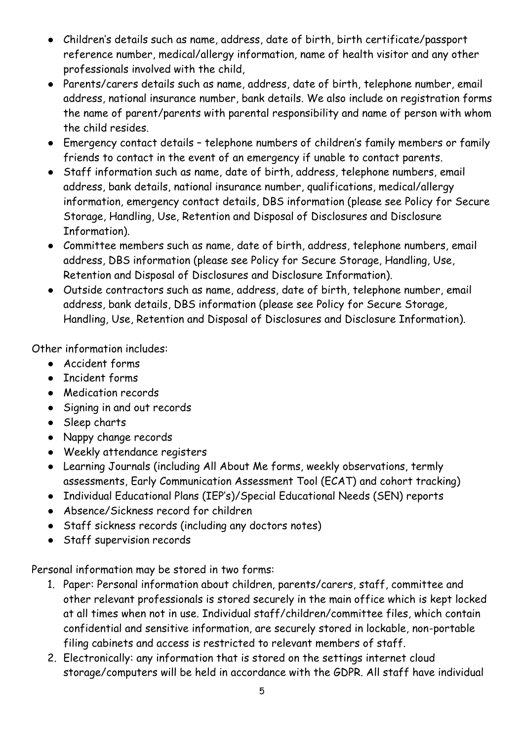- Children's details such as name, address, date of birth, birth certificate/passport reference number, medical/allergy information, name of health visitor and any other professionals involved with the child,
- Parents/carers details such as name, address, date of birth, telephone number, email address, national insurance number, bank details. We also include on registration forms the name of parent/parents with parental responsibility and name of person with whom the child resides.
- Emergency contact details – telephone numbers of children's family members or family friends to contact in the event of an emergency if unable to contact parents.
- Staff information such as name, date of birth, address, telephone numbers, email address, bank details, national insurance number, qualifications, medical/allergy information, emergency contact details, DBS information (please see Policy for Secure Storage, Handling, Use, Retention and Disposal of Disclosures and Disclosure Information).
- Committee members such as name, date of birth, address, telephone numbers, email address, DBS information (please see Policy for Secure Storage, Handling, Use, Retention and Disposal of Disclosures and Disclosure Information).
- Outside contractors such as name, address, date of birth, telephone number, email address, bank details, DBS information (please see Policy for Secure Storage, Handling, Use, Retention and Disposal of Disclosures and Disclosure Information).

Other information includes:

- Accident forms
- Incident forms
- Medication records
- Signing in and out records
- Sleep charts
- Nappy change records
- Weekly attendance registers
- Learning Journals (including All About Me forms, weekly observations, termly assessments, Early Communication Assessment Tool (ECAT) and cohort tracking)
- Individual Educational Plans (IEP's)/Special Educational Needs (SEN) reports
- Absence/Sickness record for children
- Staff sickness records (including any doctors notes)
- Staff supervision records

Personal information may be stored in two forms:

1. Paper: Personal information about children, parents/carers, staff, committee and other relevant professionals is stored securely in the main office which is kept locked at all times when not in use. Individual staff/children/committee files, which contain confidential and sensitive information, are securely stored in lockable, non-portable filing cabinets and access is restricted to relevant members of staff.
2. Electronically: any information that is stored on the settings internet cloud storage/computers will be held in accordance with the GDPR. All staff have individual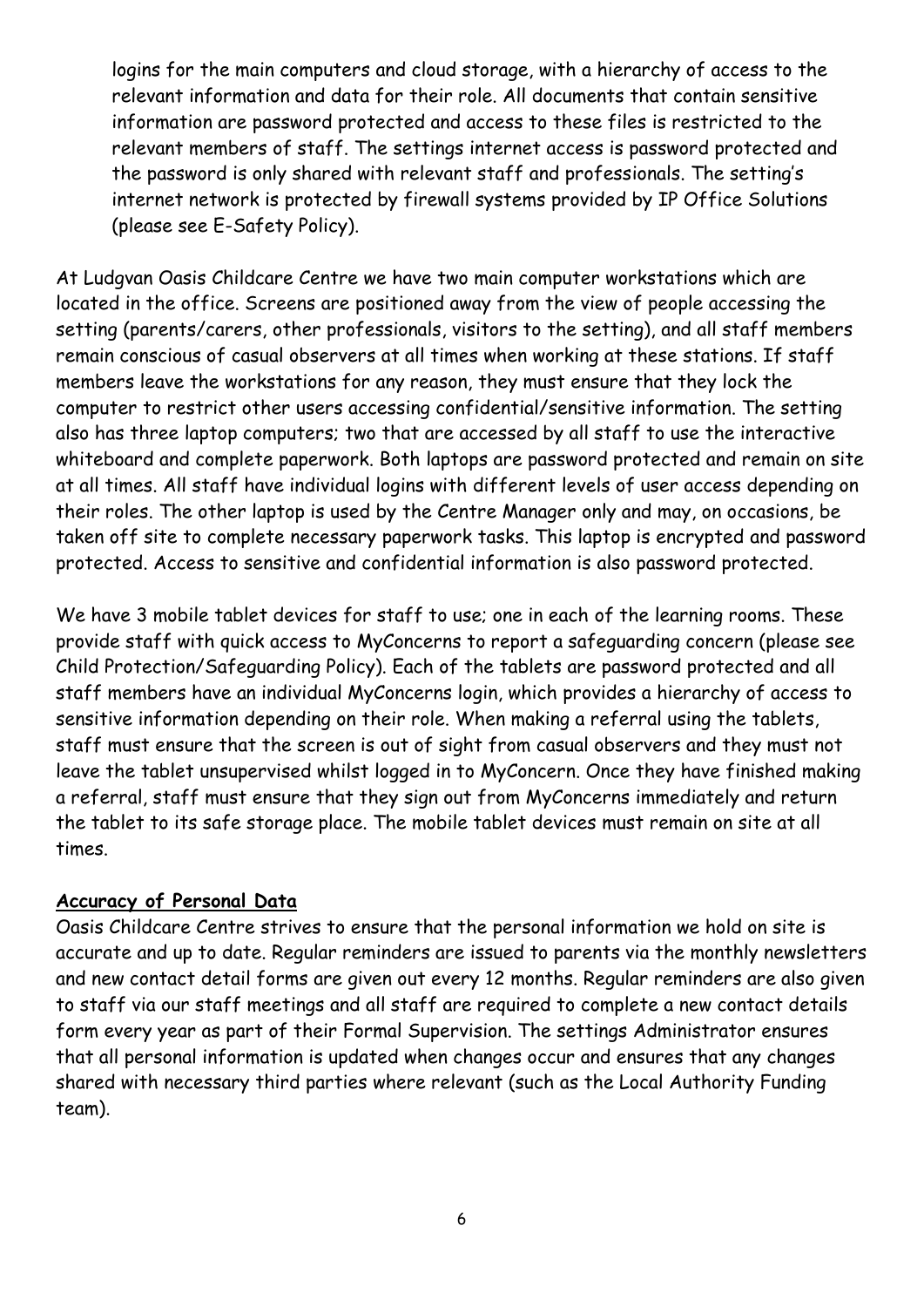logins for the main computers and cloud storage, with a hierarchy of access to the relevant information and data for their role. All documents that contain sensitive information are password protected and access to these files is restricted to the relevant members of staff. The settings internet access is password protected and the password is only shared with relevant staff and professionals. The setting's internet network is protected by firewall systems provided by IP Office Solutions (please see E-Safety Policy).

At Ludgvan Oasis Childcare Centre we have two main computer workstations which are located in the office. Screens are positioned away from the view of people accessing the setting (parents/carers, other professionals, visitors to the setting), and all staff members remain conscious of casual observers at all times when working at these stations. If staff members leave the workstations for any reason, they must ensure that they lock the computer to restrict other users accessing confidential/sensitive information. The setting also has three laptop computers; two that are accessed by all staff to use the interactive whiteboard and complete paperwork. Both laptops are password protected and remain on site at all times. All staff have individual logins with different levels of user access depending on their roles. The other laptop is used by the Centre Manager only and may, on occasions, be taken off site to complete necessary paperwork tasks. This laptop is encrypted and password protected. Access to sensitive and confidential information is also password protected.

We have 3 mobile tablet devices for staff to use; one in each of the learning rooms. These provide staff with quick access to MyConcerns to report a safeguarding concern (please see Child Protection/Safeguarding Policy). Each of the tablets are password protected and all staff members have an individual MyConcerns login, which provides a hierarchy of access to sensitive information depending on their role. When making a referral using the tablets, staff must ensure that the screen is out of sight from casual observers and they must not leave the tablet unsupervised whilst logged in to MyConcern. Once they have finished making a referral, staff must ensure that they sign out from MyConcerns immediately and return the tablet to its safe storage place. The mobile tablet devices must remain on site at all times.

**Accuracy of Personal Data**

Oasis Childcare Centre strives to ensure that the personal information we hold on site is accurate and up to date. Regular reminders are issued to parents via the monthly newsletters and new contact detail forms are given out every 12 months. Regular reminders are also given to staff via our staff meetings and all staff are required to complete a new contact details form every year as part of their Formal Supervision. The settings Administrator ensures that all personal information is updated when changes occur and ensures that any changes shared with necessary third parties where relevant (such as the Local Authority Funding team).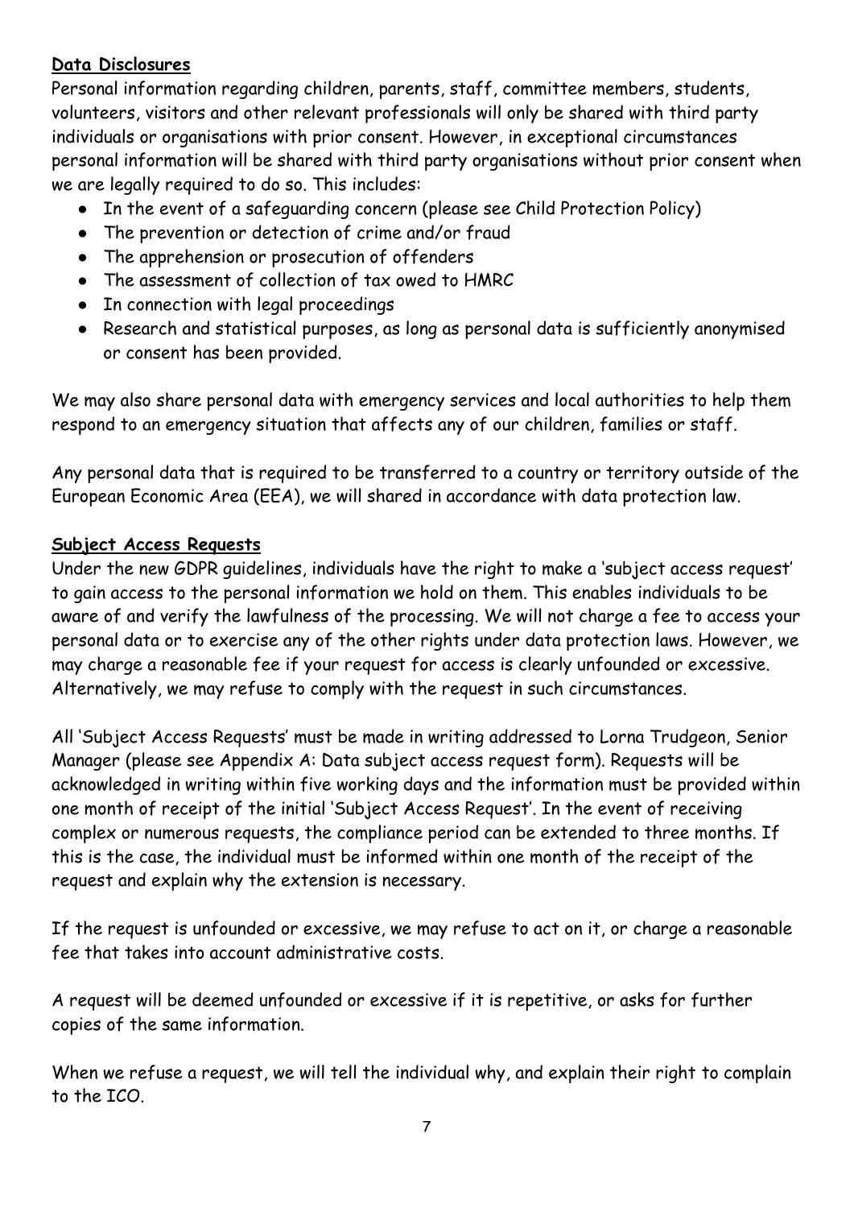## Data Disclosures

Personal information regarding children, parents, staff, committee members, students, volunteers, visitors and other relevant professionals will only be shared with third party individuals or organisations with prior consent. However, in exceptional circumstances personal information will be shared with third party organisations without prior consent when we are legally required to do so. This includes:

- In the event of a safeguarding concern (please see Child Protection Policy)
- The prevention or detection of crime and/or fraud
- The apprehension or prosecution of offenders
- The assessment of collection of tax owed to HMRC
- In connection with legal proceedings
- Research and statistical purposes, as long as personal data is sufficiently anonymised or consent has been provided.

We may also share personal data with emergency services and local authorities to help them respond to an emergency situation that affects any of our children, families or staff.

Any personal data that is required to be transferred to a country or territory outside of the European Economic Area (EEA), we will shared in accordance with data protection law.

## Subject Access Requests

Under the new GDPR guidelines, individuals have the right to make a 'subject access request' to gain access to the personal information we hold on them. This enables individuals to be aware of and verify the lawfulness of the processing. We will not charge a fee to access your personal data or to exercise any of the other rights under data protection laws. However, we may charge a reasonable fee if your request for access is clearly unfounded or excessive. Alternatively, we may refuse to comply with the request in such circumstances.

All 'Subject Access Requests' must be made in writing addressed to Lorna Trudgeon, Senior Manager (please see Appendix A: Data subject access request form). Requests will be acknowledged in writing within five working days and the information must be provided within one month of receipt of the initial 'Subject Access Request'. In the event of receiving complex or numerous requests, the compliance period can be extended to three months. If this is the case, the individual must be informed within one month of the receipt of the request and explain why the extension is necessary.

If the request is unfounded or excessive, we may refuse to act on it, or charge a reasonable fee that takes into account administrative costs.

A request will be deemed unfounded or excessive if it is repetitive, or asks for further copies of the same information.

When we refuse a request, we will tell the individual why, and explain their right to complain to the ICO.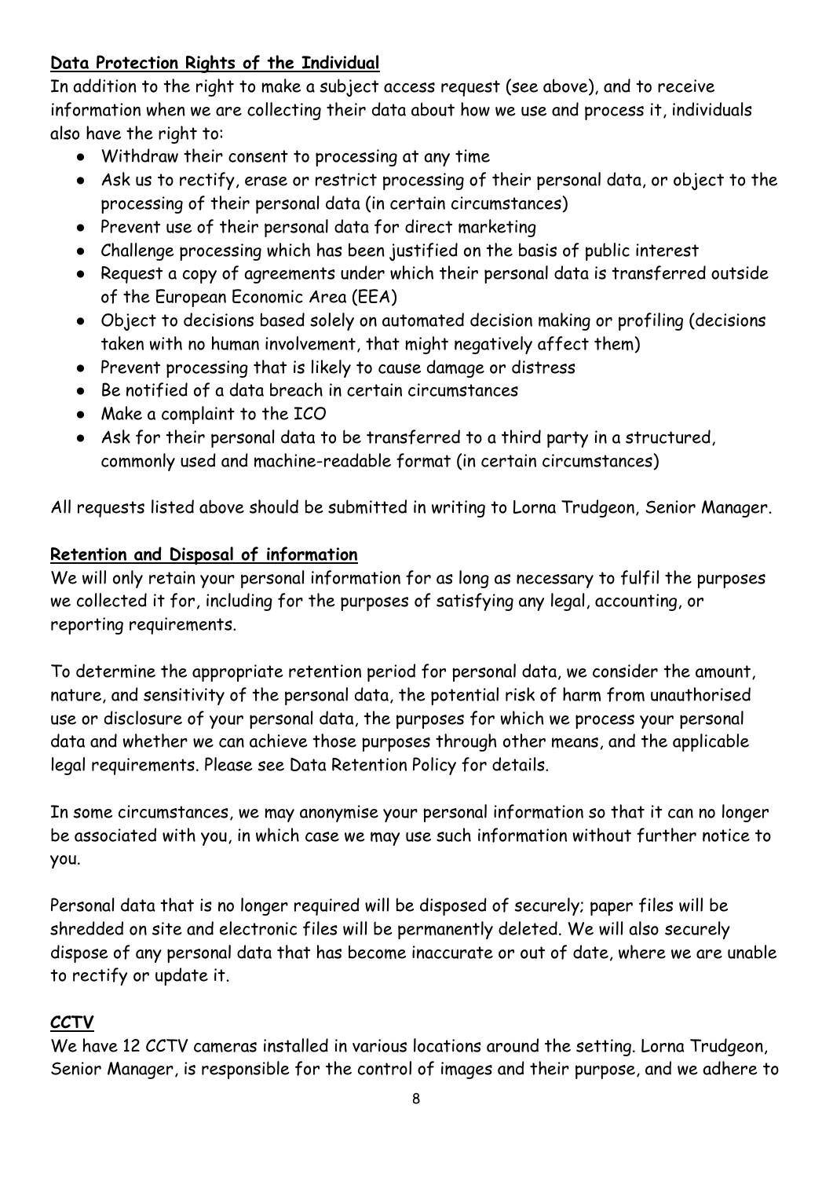## **Data Protection Rights of the Individual**

In addition to the right to make a subject access request (see above), and to receive information when we are collecting their data about how we use and process it, individuals also have the right to:

- Withdraw their consent to processing at any time
- Ask us to rectify, erase or restrict processing of their personal data, or object to the processing of their personal data (in certain circumstances)
- Prevent use of their personal data for direct marketing
- Challenge processing which has been justified on the basis of public interest
- Request a copy of agreements under which their personal data is transferred outside of the European Economic Area (EEA)
- Object to decisions based solely on automated decision making or profiling (decisions taken with no human involvement, that might negatively affect them)
- Prevent processing that is likely to cause damage or distress
- Be notified of a data breach in certain circumstances
- Make a complaint to the ICO
- Ask for their personal data to be transferred to a third party in a structured, commonly used and machine-readable format (in certain circumstances)

All requests listed above should be submitted in writing to Lorna Trudgeon, Senior Manager.

## **Retention and Disposal of information**

We will only retain your personal information for as long as necessary to fulfil the purposes we collected it for, including for the purposes of satisfying any legal, accounting, or reporting requirements.

To determine the appropriate retention period for personal data, we consider the amount, nature, and sensitivity of the personal data, the potential risk of harm from unauthorised use or disclosure of your personal data, the purposes for which we process your personal data and whether we can achieve those purposes through other means, and the applicable legal requirements. Please see Data Retention Policy for details.

In some circumstances, we may anonymise your personal information so that it can no longer be associated with you, in which case we may use such information without further notice to you.

Personal data that is no longer required will be disposed of securely; paper files will be shredded on site and electronic files will be permanently deleted. We will also securely dispose of any personal data that has become inaccurate or out of date, where we are unable to rectify or update it.

## **CCTV**

We have 12 CCTV cameras installed in various locations around the setting. Lorna Trudgeon, Senior Manager, is responsible for the control of images and their purpose, and we adhere to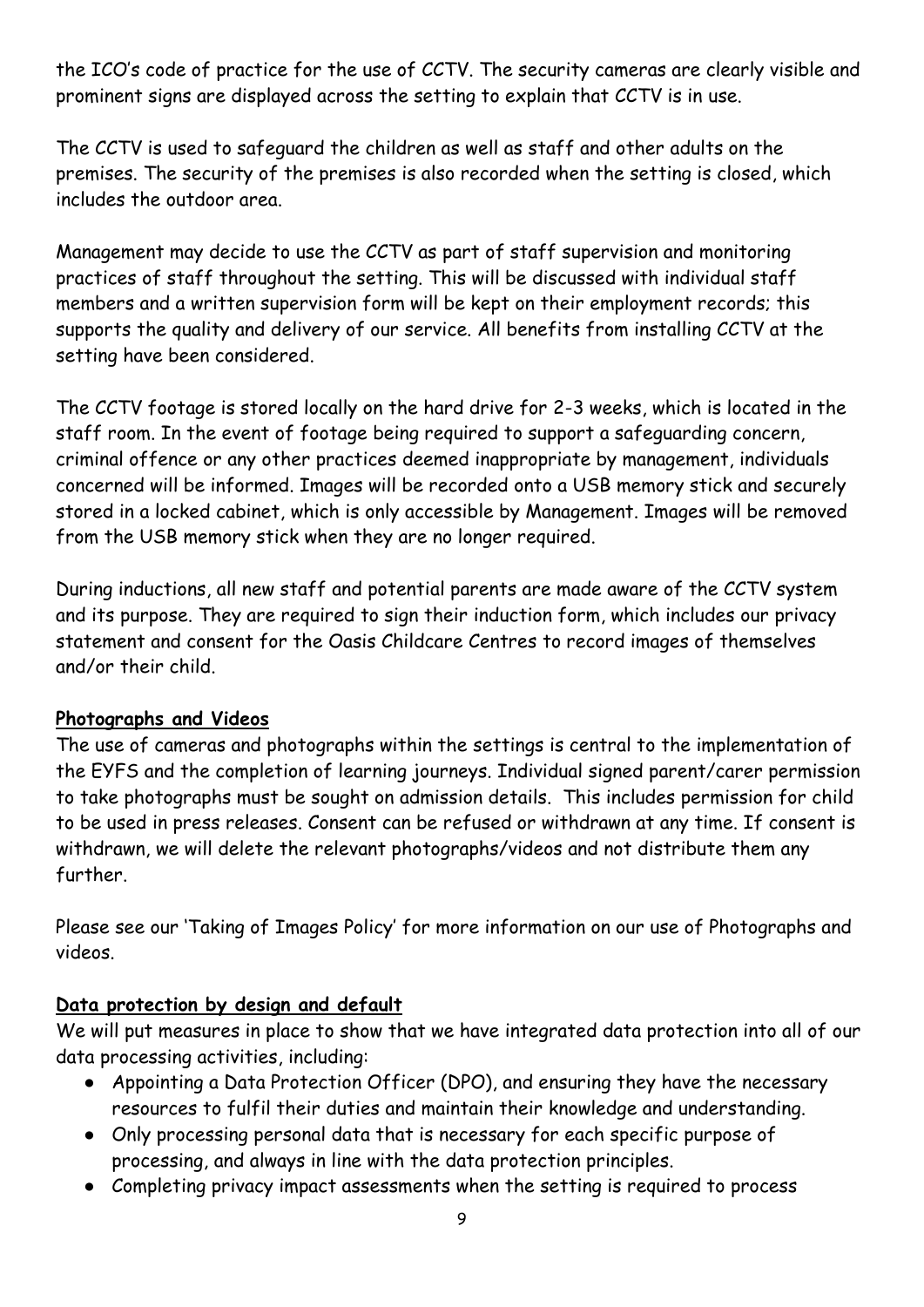the ICO's code of practice for the use of CCTV. The security cameras are clearly visible and prominent signs are displayed across the setting to explain that CCTV is in use.

The CCTV is used to safeguard the children as well as staff and other adults on the premises. The security of the premises is also recorded when the setting is closed, which includes the outdoor area.

Management may decide to use the CCTV as part of staff supervision and monitoring practices of staff throughout the setting. This will be discussed with individual staff members and a written supervision form will be kept on their employment records; this supports the quality and delivery of our service. All benefits from installing CCTV at the setting have been considered.

The CCTV footage is stored locally on the hard drive for 2-3 weeks, which is located in the staff room. In the event of footage being required to support a safeguarding concern, criminal offence or any other practices deemed inappropriate by management, individuals concerned will be informed. Images will be recorded onto a USB memory stick and securely stored in a locked cabinet, which is only accessible by Management. Images will be removed from the USB memory stick when they are no longer required.

During inductions, all new staff and potential parents are made aware of the CCTV system and its purpose. They are required to sign their induction form, which includes our privacy statement and consent for the Oasis Childcare Centres to record images of themselves and/or their child.

**Photographs and Videos**

The use of cameras and photographs within the settings is central to the implementation of the EYFS and the completion of learning journeys. Individual signed parent/carer permission to take photographs must be sought on admission details. This includes permission for child to be used in press releases. Consent can be refused or withdrawn at any time. If consent is withdrawn, we will delete the relevant photographs/videos and not distribute them any further.

Please see our 'Taking of Images Policy' for more information on our use of Photographs and videos.

**Data protection by design and default**

We will put measures in place to show that we have integrated data protection into all of our data processing activities, including:

- Appointing a Data Protection Officer (DPO), and ensuring they have the necessary resources to fulfil their duties and maintain their knowledge and understanding.
- Only processing personal data that is necessary for each specific purpose of processing, and always in line with the data protection principles.
- Completing privacy impact assessments when the setting is required to process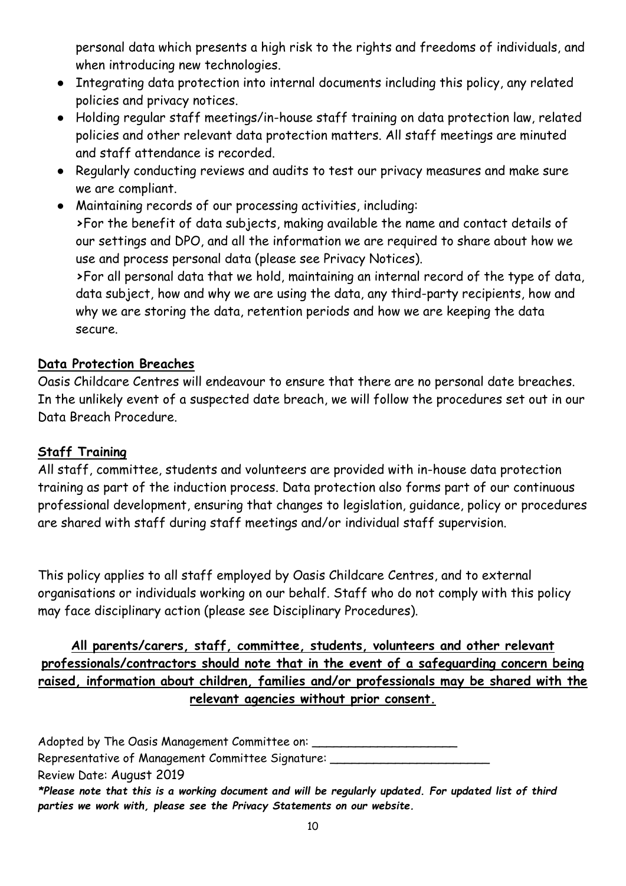personal data which presents a high risk to the rights and freedoms of individuals, and when introducing new technologies.

- Integrating data protection into internal documents including this policy, any related policies and privacy notices.
- Holding regular staff meetings/in-house staff training on data protection law, related policies and other relevant data protection matters. All staff meetings are minuted and staff attendance is recorded.
- Regularly conducting reviews and audits to test our privacy measures and make sure we are compliant.
- Maintaining records of our processing activities, including:
  >For the benefit of data subjects, making available the name and contact details of our settings and DPO, and all the information we are required to share about how we use and process personal data (please see Privacy Notices).
  >For all personal data that we hold, maintaining an internal record of the type of data, data subject, how and why we are using the data, any third-party recipients, how and why we are storing the data, retention periods and how we are keeping the data secure.

**Data Protection Breaches**

Oasis Childcare Centres will endeavour to ensure that there are no personal date breaches. In the unlikely event of a suspected date breach, we will follow the procedures set out in our Data Breach Procedure.

**Staff Training**

All staff, committee, students and volunteers are provided with in-house data protection training as part of the induction process. Data protection also forms part of our continuous professional development, ensuring that changes to legislation, guidance, policy or procedures are shared with staff during staff meetings and/or individual staff supervision.

This policy applies to all staff employed by Oasis Childcare Centres, and to external organisations or individuals working on our behalf. Staff who do not comply with this policy may face disciplinary action (please see Disciplinary Procedures).

**All parents/carers, staff, committee, students, volunteers and other relevant professionals/contractors should note that in the event of a safeguarding concern being raised, information about children, families and/or professionals may be shared with the relevant agencies without prior consent.**

Adopted by The Oasis Management Committee on: ____________________

Representative of Management Committee Signature: ______________________

Review Date: August 2019

***Please note that this is a working document and will be regularly updated. For updated list of third parties we work with, please see the Privacy Statements on our website.***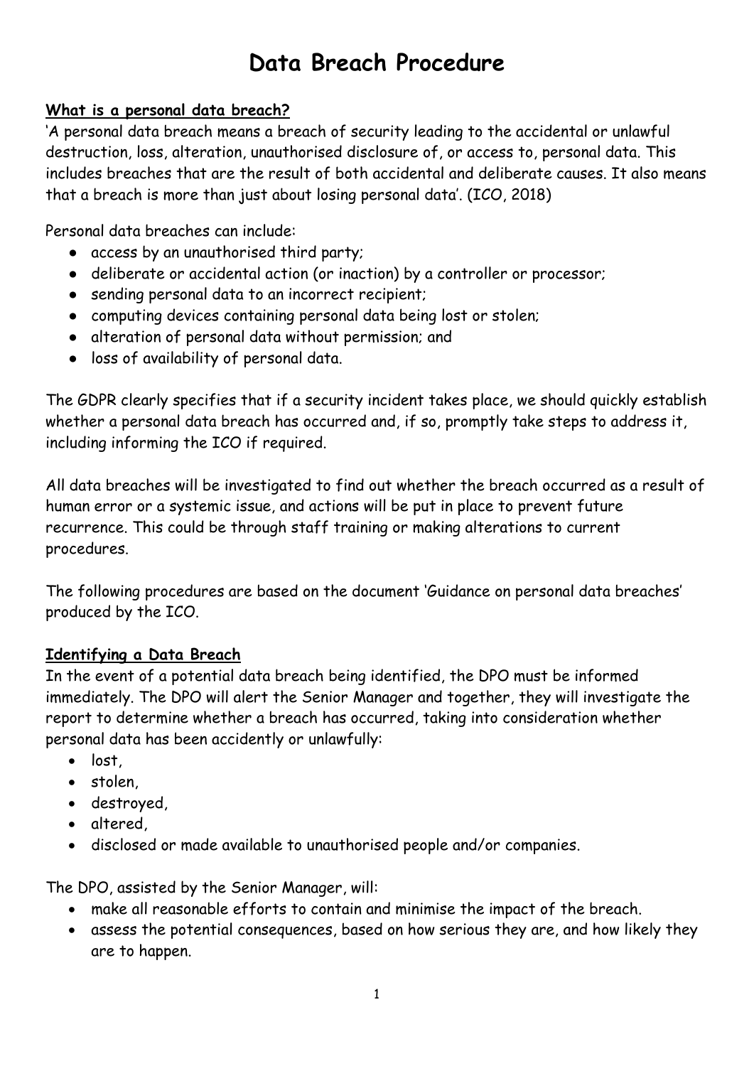# Data Breach Procedure

**What is a personal data breach?**

'A personal data breach means a breach of security leading to the accidental or unlawful destruction, loss, alteration, unauthorised disclosure of, or access to, personal data. This includes breaches that are the result of both accidental and deliberate causes. It also means that a breach is more than just about losing personal data'. (ICO, 2018)

Personal data breaches can include:

- access by an unauthorised third party;
- deliberate or accidental action (or inaction) by a controller or processor;
- sending personal data to an incorrect recipient;
- computing devices containing personal data being lost or stolen;
- alteration of personal data without permission; and
- loss of availability of personal data.

The GDPR clearly specifies that if a security incident takes place, we should quickly establish whether a personal data breach has occurred and, if so, promptly take steps to address it, including informing the ICO if required.

All data breaches will be investigated to find out whether the breach occurred as a result of human error or a systemic issue, and actions will be put in place to prevent future recurrence. This could be through staff training or making alterations to current procedures.

The following procedures are based on the document 'Guidance on personal data breaches' produced by the ICO.

**Identifying a Data Breach**

In the event of a potential data breach being identified, the DPO must be informed immediately. The DPO will alert the Senior Manager and together, they will investigate the report to determine whether a breach has occurred, taking into consideration whether personal data has been accidently or unlawfully:

- lost,
- stolen,
- destroyed,
- altered,
- disclosed or made available to unauthorised people and/or companies.

The DPO, assisted by the Senior Manager, will:

- make all reasonable efforts to contain and minimise the impact of the breach.
- assess the potential consequences, based on how serious they are, and how likely they are to happen.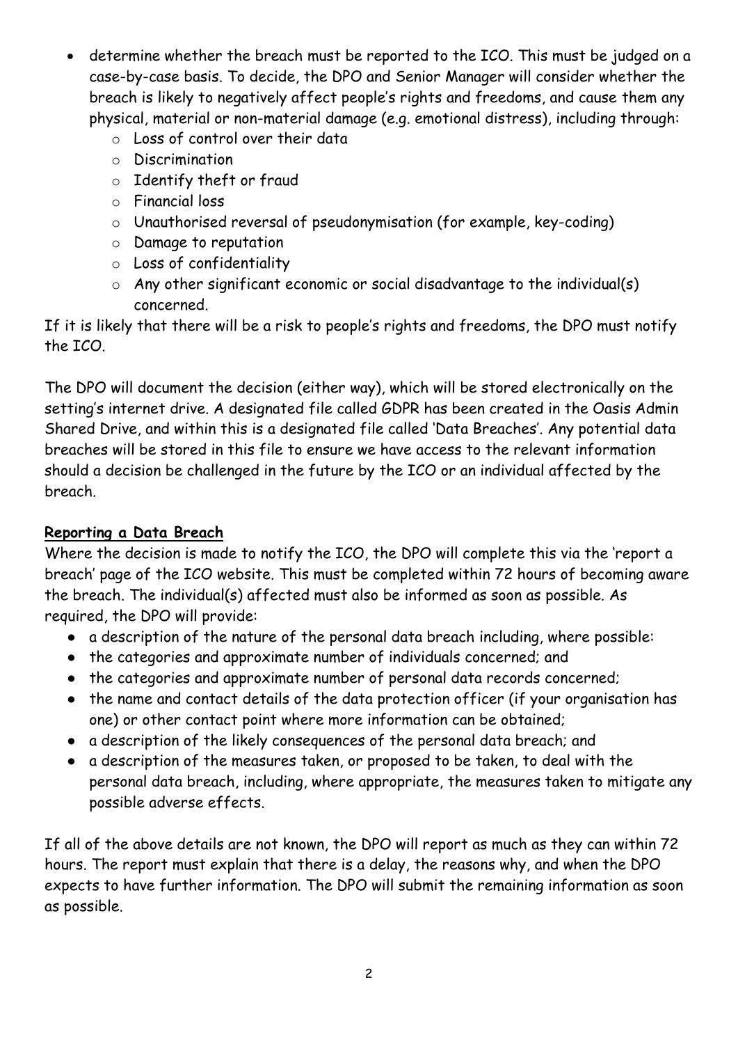- determine whether the breach must be reported to the ICO. This must be judged on a case-by-case basis. To decide, the DPO and Senior Manager will consider whether the breach is likely to negatively affect people's rights and freedoms, and cause them any physical, material or non-material damage (e.g. emotional distress), including through:
    - Loss of control over their data
    - Discrimination
    - Identify theft or fraud
    - Financial loss
    - Unauthorised reversal of pseudonymisation (for example, key-coding)
    - Damage to reputation
    - Loss of confidentiality
    - Any other significant economic or social disadvantage to the individual(s) concerned.

If it is likely that there will be a risk to people's rights and freedoms, the DPO must notify the ICO.

The DPO will document the decision (either way), which will be stored electronically on the setting's internet drive. A designated file called GDPR has been created in the Oasis Admin Shared Drive, and within this is a designated file called 'Data Breaches'. Any potential data breaches will be stored in this file to ensure we have access to the relevant information should a decision be challenged in the future by the ICO or an individual affected by the breach.

**Reporting a Data Breach**

Where the decision is made to notify the ICO, the DPO will complete this via the 'report a breach' page of the ICO website. This must be completed within 72 hours of becoming aware the breach. The individual(s) affected must also be informed as soon as possible. As required, the DPO will provide:

- a description of the nature of the personal data breach including, where possible:
- the categories and approximate number of individuals concerned; and
- the categories and approximate number of personal data records concerned;
- the name and contact details of the data protection officer (if your organisation has one) or other contact point where more information can be obtained;
- a description of the likely consequences of the personal data breach; and
- a description of the measures taken, or proposed to be taken, to deal with the personal data breach, including, where appropriate, the measures taken to mitigate any possible adverse effects.

If all of the above details are not known, the DPO will report as much as they can within 72 hours. The report must explain that there is a delay, the reasons why, and when the DPO expects to have further information. The DPO will submit the remaining information as soon as possible.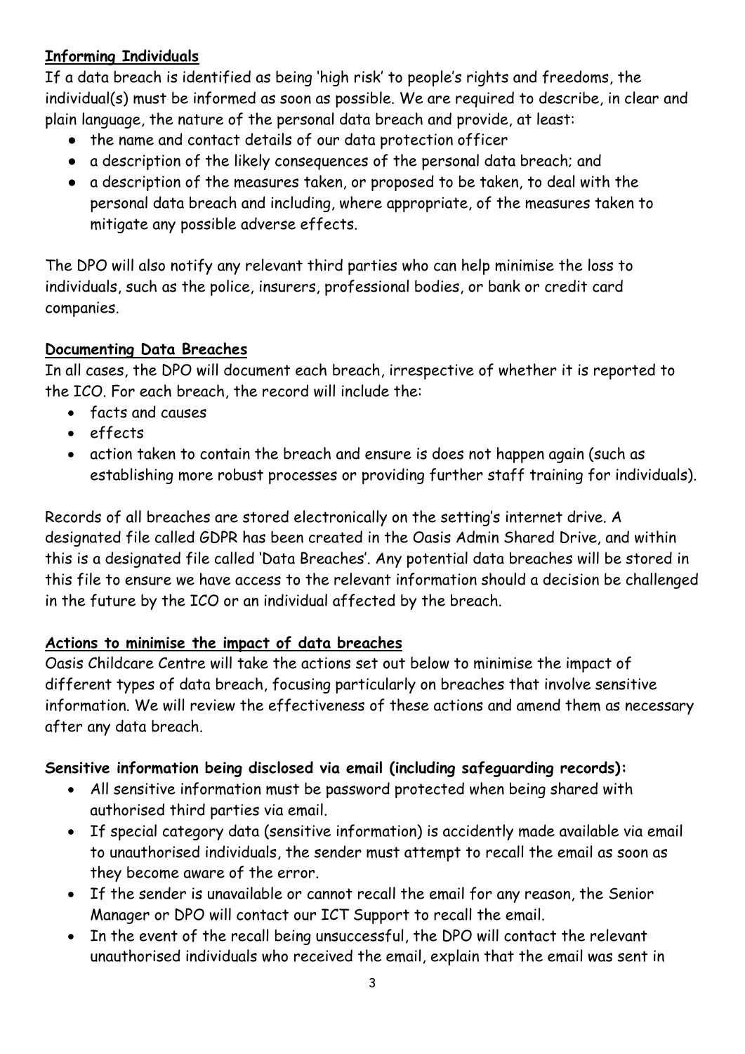## Informing Individuals

If a data breach is identified as being 'high risk' to people's rights and freedoms, the individual(s) must be informed as soon as possible. We are required to describe, in clear and plain language, the nature of the personal data breach and provide, at least:

- the name and contact details of our data protection officer
- a description of the likely consequences of the personal data breach; and
- a description of the measures taken, or proposed to be taken, to deal with the personal data breach and including, where appropriate, of the measures taken to mitigate any possible adverse effects.

The DPO will also notify any relevant third parties who can help minimise the loss to individuals, such as the police, insurers, professional bodies, or bank or credit card companies.

## Documenting Data Breaches

In all cases, the DPO will document each breach, irrespective of whether it is reported to the ICO. For each breach, the record will include the:

- facts and causes
- effects
- action taken to contain the breach and ensure is does not happen again (such as establishing more robust processes or providing further staff training for individuals).

Records of all breaches are stored electronically on the setting's internet drive. A designated file called GDPR has been created in the Oasis Admin Shared Drive, and within this is a designated file called 'Data Breaches'. Any potential data breaches will be stored in this file to ensure we have access to the relevant information should a decision be challenged in the future by the ICO or an individual affected by the breach.

## Actions to minimise the impact of data breaches

Oasis Childcare Centre will take the actions set out below to minimise the impact of different types of data breach, focusing particularly on breaches that involve sensitive information. We will review the effectiveness of these actions and amend them as necessary after any data breach.

**Sensitive information being disclosed via email (including safeguarding records):**

- All sensitive information must be password protected when being shared with authorised third parties via email.
- If special category data (sensitive information) is accidently made available via email to unauthorised individuals, the sender must attempt to recall the email as soon as they become aware of the error.
- If the sender is unavailable or cannot recall the email for any reason, the Senior Manager or DPO will contact our ICT Support to recall the email.
- In the event of the recall being unsuccessful, the DPO will contact the relevant unauthorised individuals who received the email, explain that the email was sent in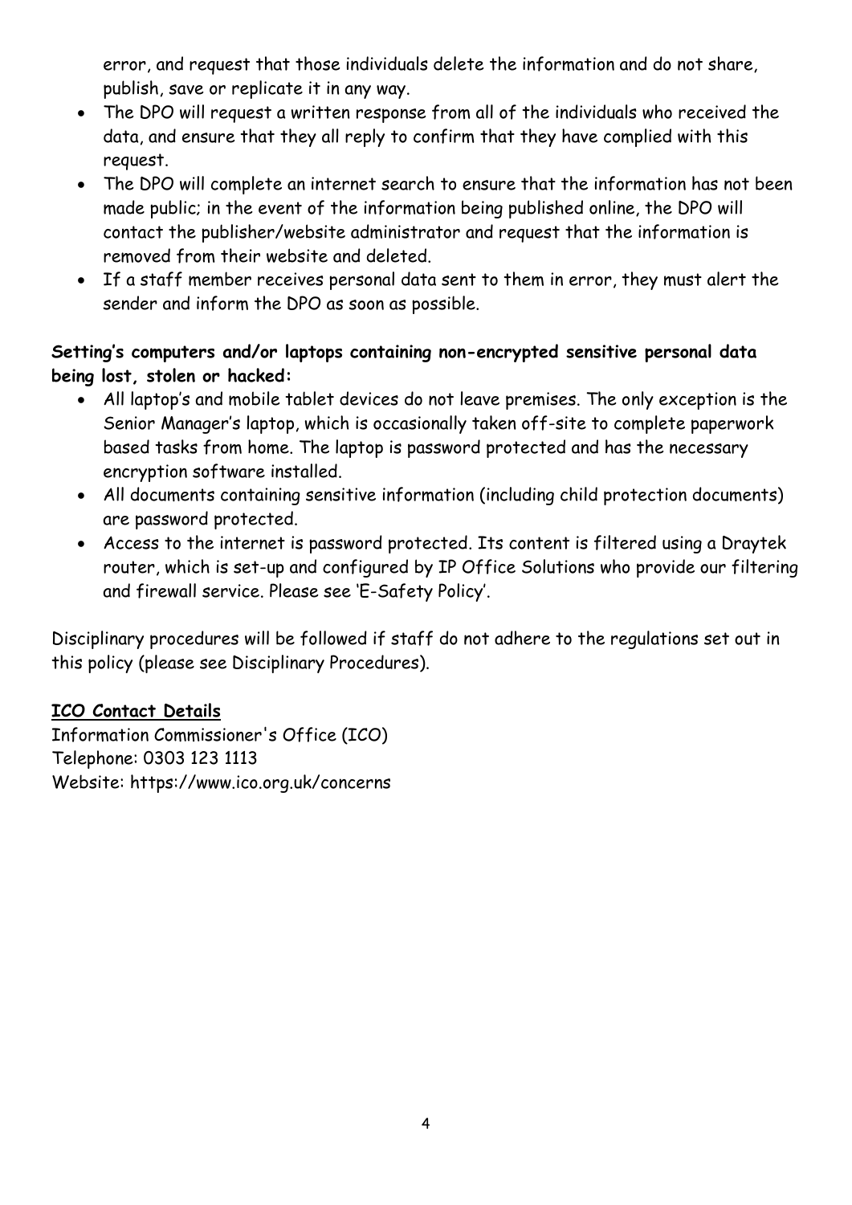error, and request that those individuals delete the information and do not share, publish, save or replicate it in any way.

- The DPO will request a written response from all of the individuals who received the data, and ensure that they all reply to confirm that they have complied with this request.
- The DPO will complete an internet search to ensure that the information has not been made public; in the event of the information being published online, the DPO will contact the publisher/website administrator and request that the information is removed from their website and deleted.
- If a staff member receives personal data sent to them in error, they must alert the sender and inform the DPO as soon as possible.

**Setting's computers and/or laptops containing non-encrypted sensitive personal data being lost, stolen or hacked:**

- All laptop's and mobile tablet devices do not leave premises. The only exception is the Senior Manager's laptop, which is occasionally taken off-site to complete paperwork based tasks from home. The laptop is password protected and has the necessary encryption software installed.
- All documents containing sensitive information (including child protection documents) are password protected.
- Access to the internet is password protected. Its content is filtered using a Draytek router, which is set-up and configured by IP Office Solutions who provide our filtering and firewall service. Please see 'E-Safety Policy'.

Disciplinary procedures will be followed if staff do not adhere to the regulations set out in this policy (please see Disciplinary Procedures).

**ICO Contact Details**

Information Commissioner's Office (ICO)
Telephone: 0303 123 1113
Website: https://www.ico.org.uk/concerns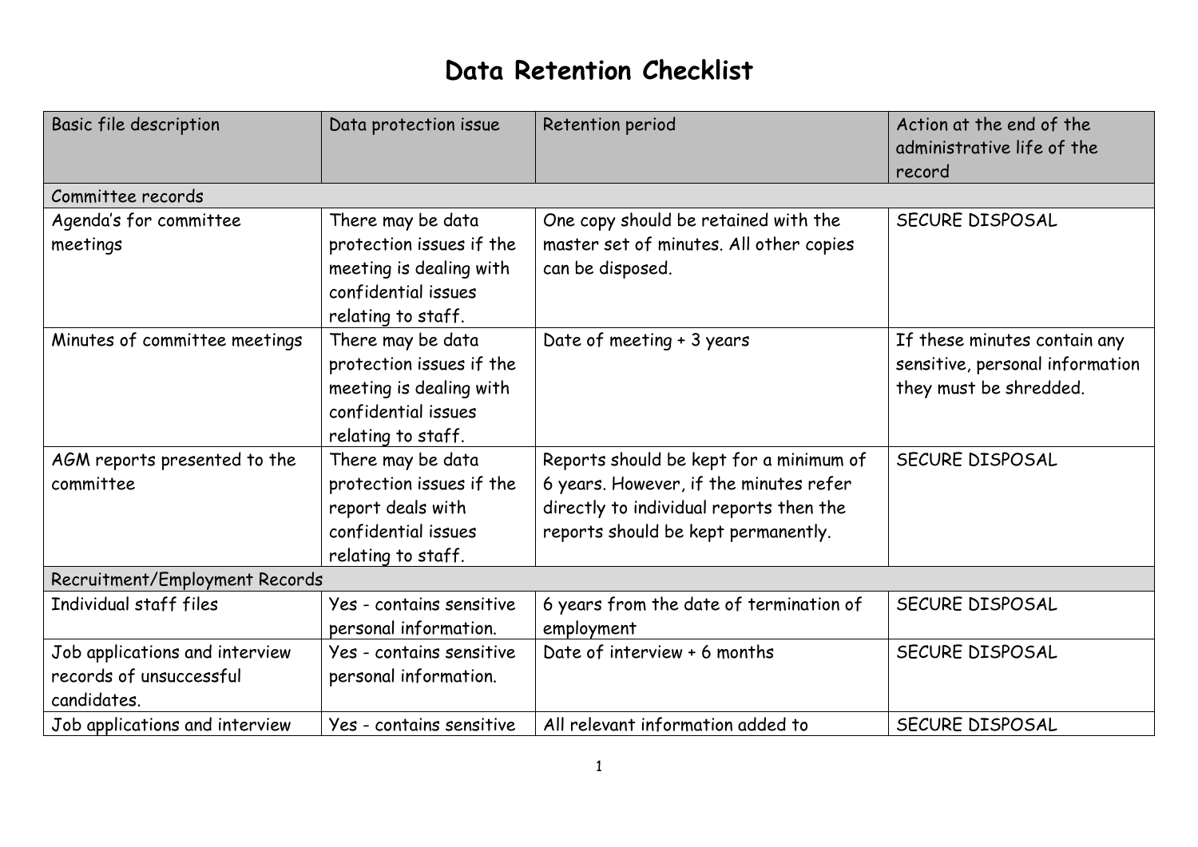# Data Retention Checklist

| Basic file description | Data protection issue | Retention period | Action at the end of the administrative life of the record |
|---|---|---|---|
| Committee records | | | |
| Agenda's for committee meetings | There may be data protection issues if the meeting is dealing with confidential issues relating to staff. | One copy should be retained with the master set of minutes. All other copies can be disposed. | SECURE DISPOSAL |
| Minutes of committee meetings | There may be data protection issues if the meeting is dealing with confidential issues relating to staff. | Date of meeting + 3 years | If these minutes contain any sensitive, personal information they must be shredded. |
| AGM reports presented to the committee | There may be data protection issues if the report deals with confidential issues relating to staff. | Reports should be kept for a minimum of 6 years. However, if the minutes refer directly to individual reports then the reports should be kept permanently. | SECURE DISPOSAL |
| Recruitment/Employment Records | | | |
| Individual staff files | Yes - contains sensitive personal information. | 6 years from the date of termination of employment | SECURE DISPOSAL |
| Job applications and interview records of unsuccessful candidates. | Yes - contains sensitive personal information. | Date of interview + 6 months | SECURE DISPOSAL |
| Job applications and interview | Yes - contains sensitive | All relevant information added to | SECURE DISPOSAL |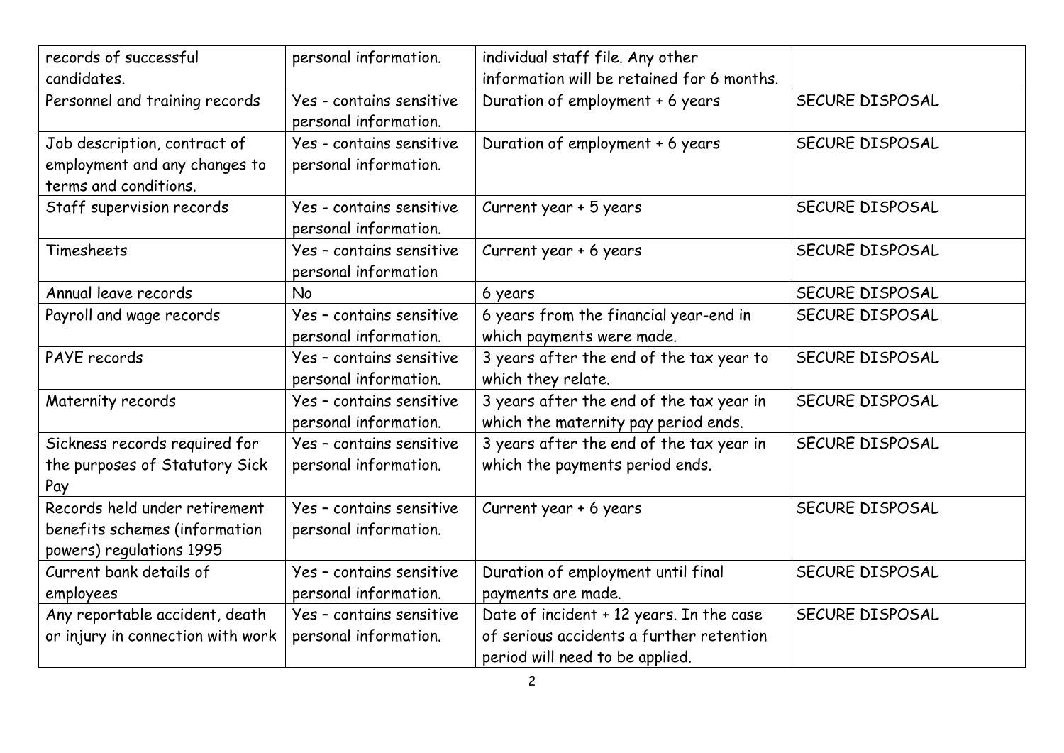| records of successful candidates. | personal information. | individual staff file. Any other information will be retained for 6 months. | |
|---|---|---|---|
| Personnel and training records | Yes - contains sensitive personal information. | Duration of employment + 6 years | SECURE DISPOSAL |
| Job description, contract of employment and any changes to terms and conditions. | Yes - contains sensitive personal information. | Duration of employment + 6 years | SECURE DISPOSAL |
| Staff supervision records | Yes - contains sensitive personal information. | Current year + 5 years | SECURE DISPOSAL |
| Timesheets | Yes – contains sensitive personal information | Current year + 6 years | SECURE DISPOSAL |
| Annual leave records | No | 6 years | SECURE DISPOSAL |
| Payroll and wage records | Yes – contains sensitive personal information. | 6 years from the financial year-end in which payments were made. | SECURE DISPOSAL |
| PAYE records | Yes – contains sensitive personal information. | 3 years after the end of the tax year to which they relate. | SECURE DISPOSAL |
| Maternity records | Yes – contains sensitive personal information. | 3 years after the end of the tax year in which the maternity pay period ends. | SECURE DISPOSAL |
| Sickness records required for the purposes of Statutory Sick Pay | Yes – contains sensitive personal information. | 3 years after the end of the tax year in which the payments period ends. | SECURE DISPOSAL |
| Records held under retirement benefits schemes (information powers) regulations 1995 | Yes – contains sensitive personal information. | Current year + 6 years | SECURE DISPOSAL |
| Current bank details of employees | Yes – contains sensitive personal information. | Duration of employment until final payments are made. | SECURE DISPOSAL |
| Any reportable accident, death or injury in connection with work | Yes – contains sensitive personal information. | Date of incident + 12 years. In the case of serious accidents a further retention period will need to be applied. | SECURE DISPOSAL |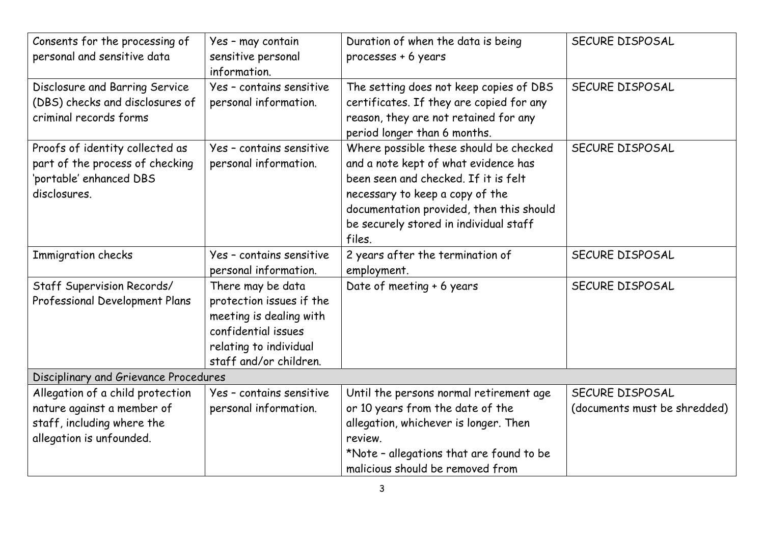| Consents for the processing of personal and sensitive data | Yes – may contain sensitive personal information. | Duration of when the data is being processes + 6 years | SECURE DISPOSAL |
|---|---|---|---|
| Disclosure and Barring Service (DBS) checks and disclosures of criminal records forms | Yes – contains sensitive personal information. | The setting does not keep copies of DBS certificates. If they are copied for any reason, they are not retained for any period longer than 6 months. | SECURE DISPOSAL |
| Proofs of identity collected as part of the process of checking 'portable' enhanced DBS disclosures. | Yes – contains sensitive personal information. | Where possible these should be checked and a note kept of what evidence has been seen and checked. If it is felt necessary to keep a copy of the documentation provided, then this should be securely stored in individual staff files. | SECURE DISPOSAL |
| Immigration checks | Yes – contains sensitive personal information. | 2 years after the termination of employment. | SECURE DISPOSAL |
| Staff Supervision Records/ Professional Development Plans | There may be data protection issues if the meeting is dealing with confidential issues relating to individual staff and/or children. | Date of meeting + 6 years | SECURE DISPOSAL |
| Disciplinary and Grievance Procedures | | | |
| Allegation of a child protection nature against a member of staff, including where the allegation is unfounded. | Yes – contains sensitive personal information. | Until the persons normal retirement age or 10 years from the date of the allegation, whichever is longer. Then review. *Note – allegations that are found to be malicious should be removed from | SECURE DISPOSAL (documents must be shredded) |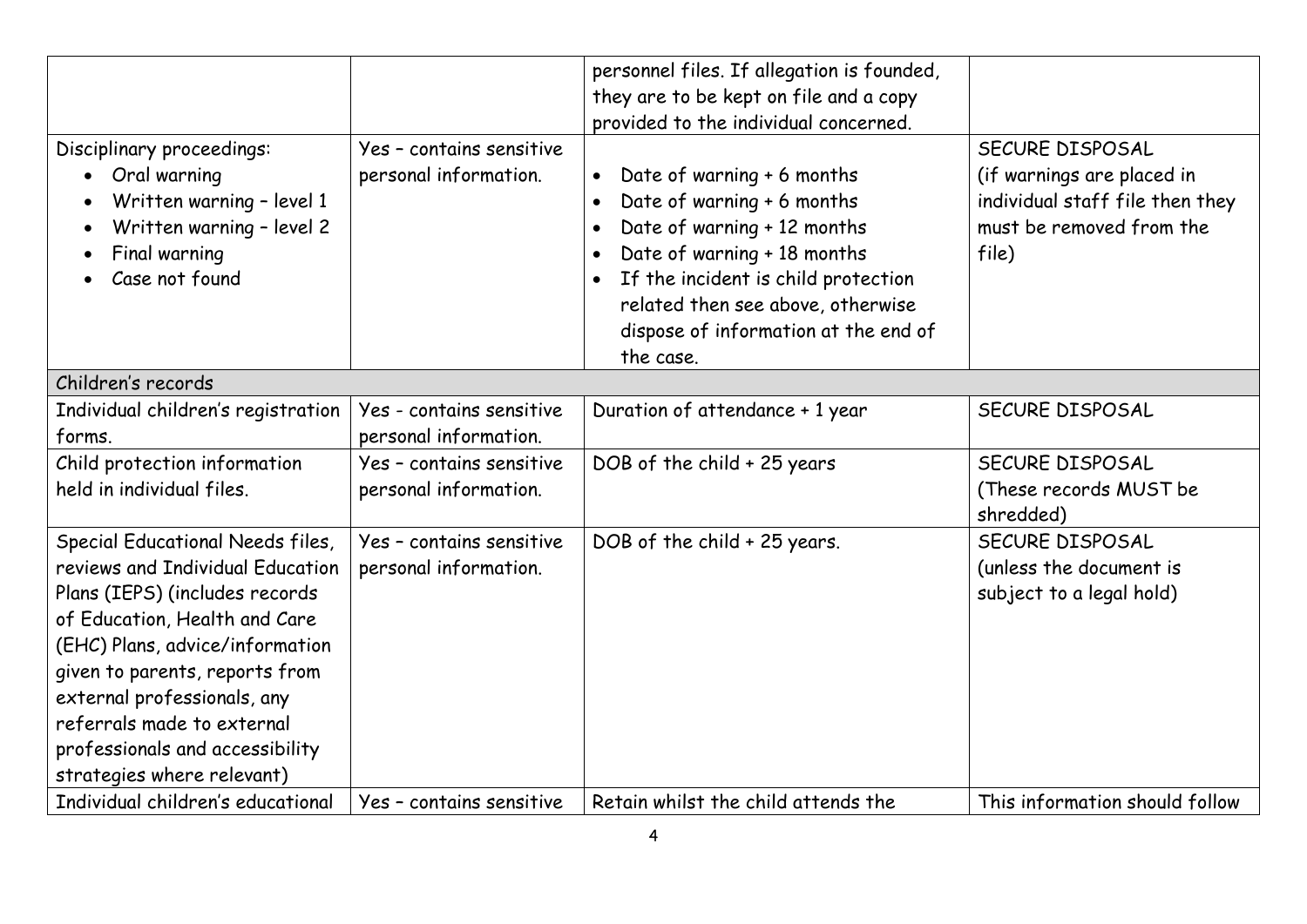| | | | |
|---|---|---|---|
| | | personnel files. If allegation is founded, they are to be kept on file and a copy provided to the individual concerned. | |
| Disciplinary proceedings:<br>• Oral warning<br>• Written warning – level 1<br>• Written warning – level 2<br>• Final warning<br>• Case not found | Yes – contains sensitive personal information. | • Date of warning + 6 months<br>• Date of warning + 6 months<br>• Date of warning + 12 months<br>• Date of warning + 18 months<br>• If the incident is child protection related then see above, otherwise dispose of information at the end of the case. | SECURE DISPOSAL (if warnings are placed in individual staff file then they must be removed from the file) |
| **Children's records** | | | |
| Individual children's registration forms. | Yes - contains sensitive personal information. | Duration of attendance + 1 year | SECURE DISPOSAL |
| Child protection information held in individual files. | Yes – contains sensitive personal information. | DOB of the child + 25 years | SECURE DISPOSAL (These records MUST be shredded) |
| Special Educational Needs files, reviews and Individual Education Plans (IEPS) (includes records of Education, Health and Care (EHC) Plans, advice/information given to parents, reports from external professionals, any referrals made to external professionals and accessibility strategies where relevant) | Yes – contains sensitive personal information. | DOB of the child + 25 years. | SECURE DISPOSAL (unless the document is subject to a legal hold) |
| Individual children's educational | Yes – contains sensitive | Retain whilst the child attends the | This information should follow |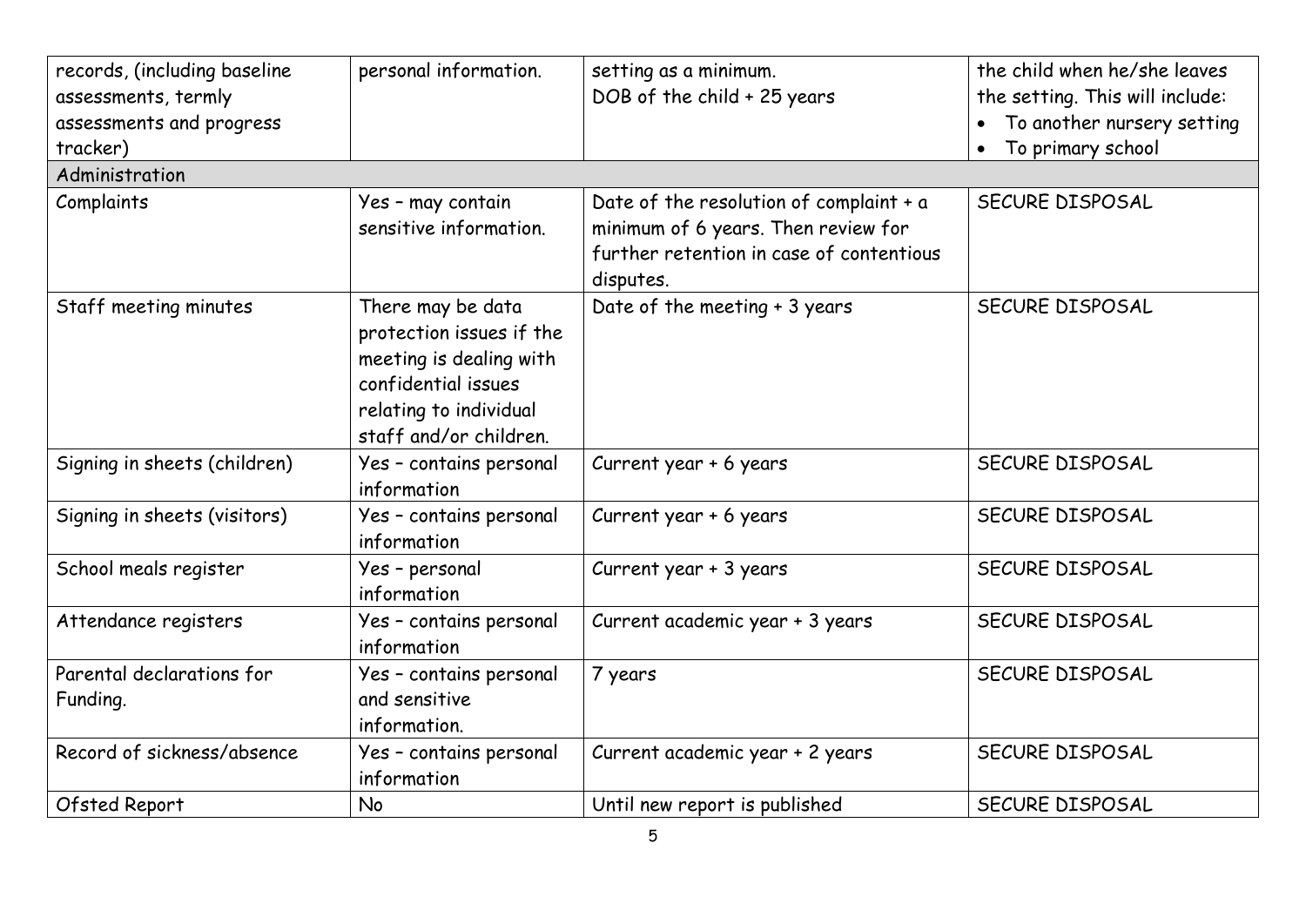| records, (including baseline assessments, termly assessments and progress tracker) | personal information. | setting as a minimum. DOB of the child + 25 years | the child when he/she leaves the setting. This will include: • To another nursery setting • To primary school |
|---|---|---|---|
| Administration | | | |
| Complaints | Yes – may contain sensitive information. | Date of the resolution of complaint + a minimum of 6 years. Then review for further retention in case of contentious disputes. | SECURE DISPOSAL |
| Staff meeting minutes | There may be data protection issues if the meeting is dealing with confidential issues relating to individual staff and/or children. | Date of the meeting + 3 years | SECURE DISPOSAL |
| Signing in sheets (children) | Yes – contains personal information | Current year + 6 years | SECURE DISPOSAL |
| Signing in sheets (visitors) | Yes – contains personal information | Current year + 6 years | SECURE DISPOSAL |
| School meals register | Yes – personal information | Current year + 3 years | SECURE DISPOSAL |
| Attendance registers | Yes – contains personal information | Current academic year + 3 years | SECURE DISPOSAL |
| Parental declarations for Funding. | Yes – contains personal and sensitive information. | 7 years | SECURE DISPOSAL |
| Record of sickness/absence | Yes – contains personal information | Current academic year + 2 years | SECURE DISPOSAL |
| Ofsted Report | No | Until new report is published | SECURE DISPOSAL |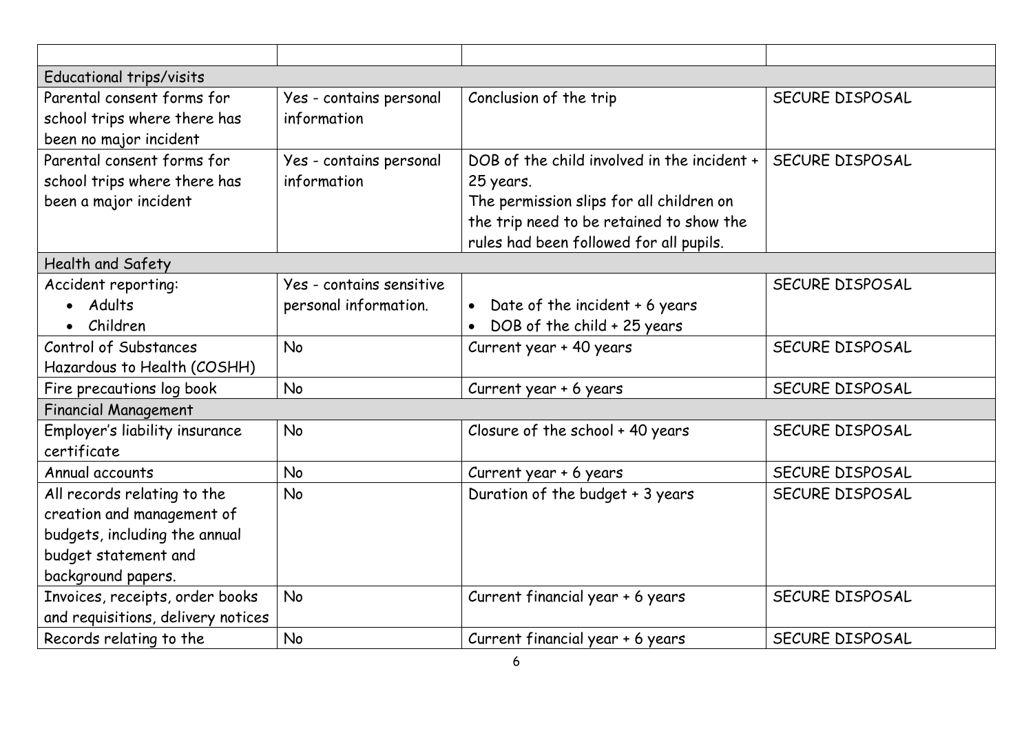| | | | |
|---|---|---|---|
| Educational trips/visits | | | |
| Parental consent forms for school trips where there has been no major incident | Yes - contains personal information | Conclusion of the trip | SECURE DISPOSAL |
| Parental consent forms for school trips where there has been a major incident | Yes - contains personal information | DOB of the child involved in the incident + 25 years. The permission slips for all children on the trip need to be retained to show the rules had been followed for all pupils. | SECURE DISPOSAL |
| Health and Safety | | | |
| Accident reporting: <br>• Adults <br>• Children | Yes - contains sensitive personal information. | • Date of the incident + 6 years <br>• DOB of the child + 25 years | SECURE DISPOSAL |
| Control of Substances Hazardous to Health (COSHH) | No | Current year + 40 years | SECURE DISPOSAL |
| Fire precautions log book | No | Current year + 6 years | SECURE DISPOSAL |
| Financial Management | | | |
| Employer's liability insurance certificate | No | Closure of the school + 40 years | SECURE DISPOSAL |
| Annual accounts | No | Current year + 6 years | SECURE DISPOSAL |
| All records relating to the creation and management of budgets, including the annual budget statement and background papers. | No | Duration of the budget + 3 years | SECURE DISPOSAL |
| Invoices, receipts, order books and requisitions, delivery notices | No | Current financial year + 6 years | SECURE DISPOSAL |
| Records relating to the | No | Current financial year + 6 years | SECURE DISPOSAL |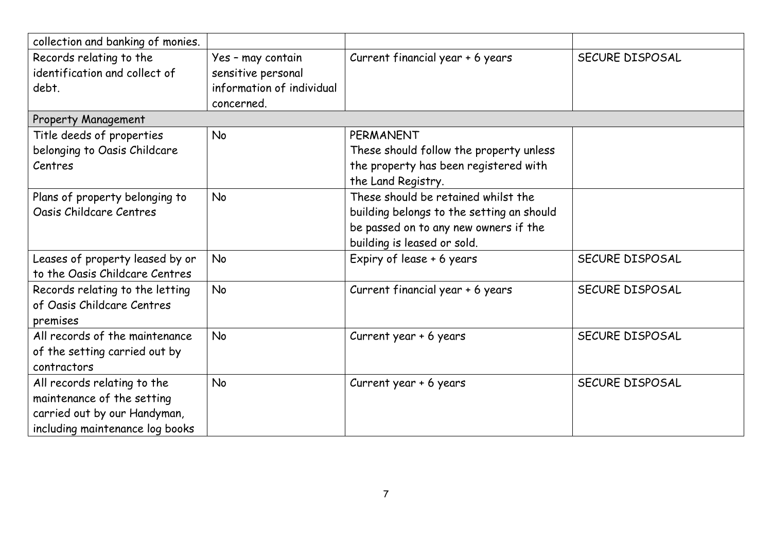| | | | |
|---|---|---|---|
| collection and banking of monies. | | | |
| Records relating to the identification and collect of debt. | Yes – may contain sensitive personal information of individual concerned. | Current financial year + 6 years | SECURE DISPOSAL |
| Property Management | | | |
| Title deeds of properties belonging to Oasis Childcare Centres | No | PERMANENT These should follow the property unless the property has been registered with the Land Registry. | |
| Plans of property belonging to Oasis Childcare Centres | No | These should be retained whilst the building belongs to the setting an should be passed on to any new owners if the building is leased or sold. | |
| Leases of property leased by or to the Oasis Childcare Centres | No | Expiry of lease + 6 years | SECURE DISPOSAL |
| Records relating to the letting of Oasis Childcare Centres premises | No | Current financial year + 6 years | SECURE DISPOSAL |
| All records of the maintenance of the setting carried out by contractors | No | Current year + 6 years | SECURE DISPOSAL |
| All records relating to the maintenance of the setting carried out by our Handyman, including maintenance log books | No | Current year + 6 years | SECURE DISPOSAL |